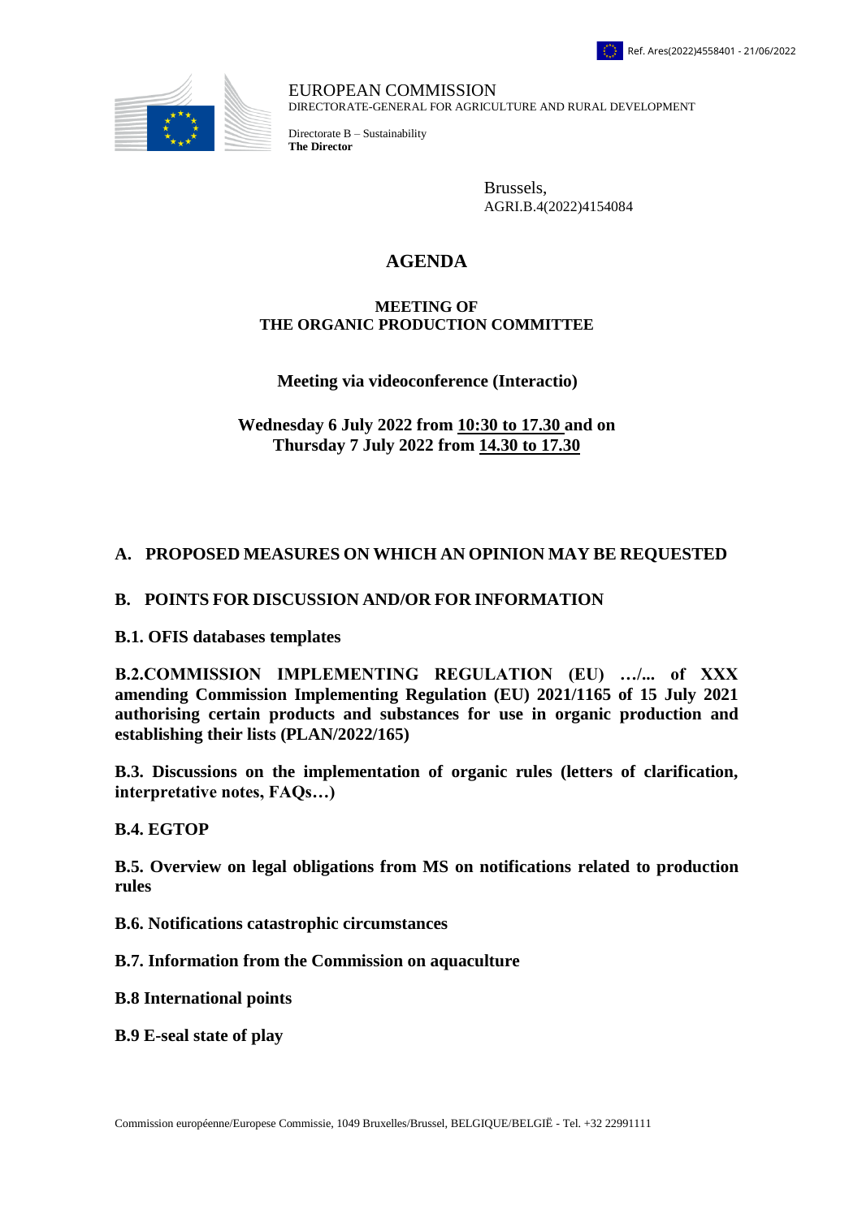Ref. Ares(2022)4558401 - 21/06/2022

EUROPEAN COMMISSION
DIRECTORATE-GENERAL FOR AGRICULTURE AND RURAL DEVELOPMENT

Directorate B – Sustainability
**The Director**

Brussels,
AGRI.B.4(2022)4154084

# AGENDA

**MEETING OF**
**THE ORGANIC PRODUCTION COMMITTEE**

**Meeting via videoconference (Interactio)**

**Wednesday 6 July 2022 from 10:30 to 17.30 and on**
**Thursday 7 July 2022 from 14.30 to 17.30**

## A. PROPOSED MEASURES ON WHICH AN OPINION MAY BE REQUESTED

## B. POINTS FOR DISCUSSION AND/OR FOR INFORMATION

**B.1. OFIS databases templates**

**B.2.COMMISSION IMPLEMENTING REGULATION (EU) …/... of XXX amending Commission Implementing Regulation (EU) 2021/1165 of 15 July 2021 authorising certain products and substances for use in organic production and establishing their lists (PLAN/2022/165)**

**B.3. Discussions on the implementation of organic rules (letters of clarification, interpretative notes, FAQs…)**

**B.4. EGTOP**

**B.5. Overview on legal obligations from MS on notifications related to production rules**

**B.6. Notifications catastrophic circumstances**

**B.7. Information from the Commission on aquaculture**

**B.8 International points**

**B.9 E-seal state of play**

Commission européenne/Europese Commissie, 1049 Bruxelles/Brussel, BELGIQUE/BELGIË - Tel. +32 22991111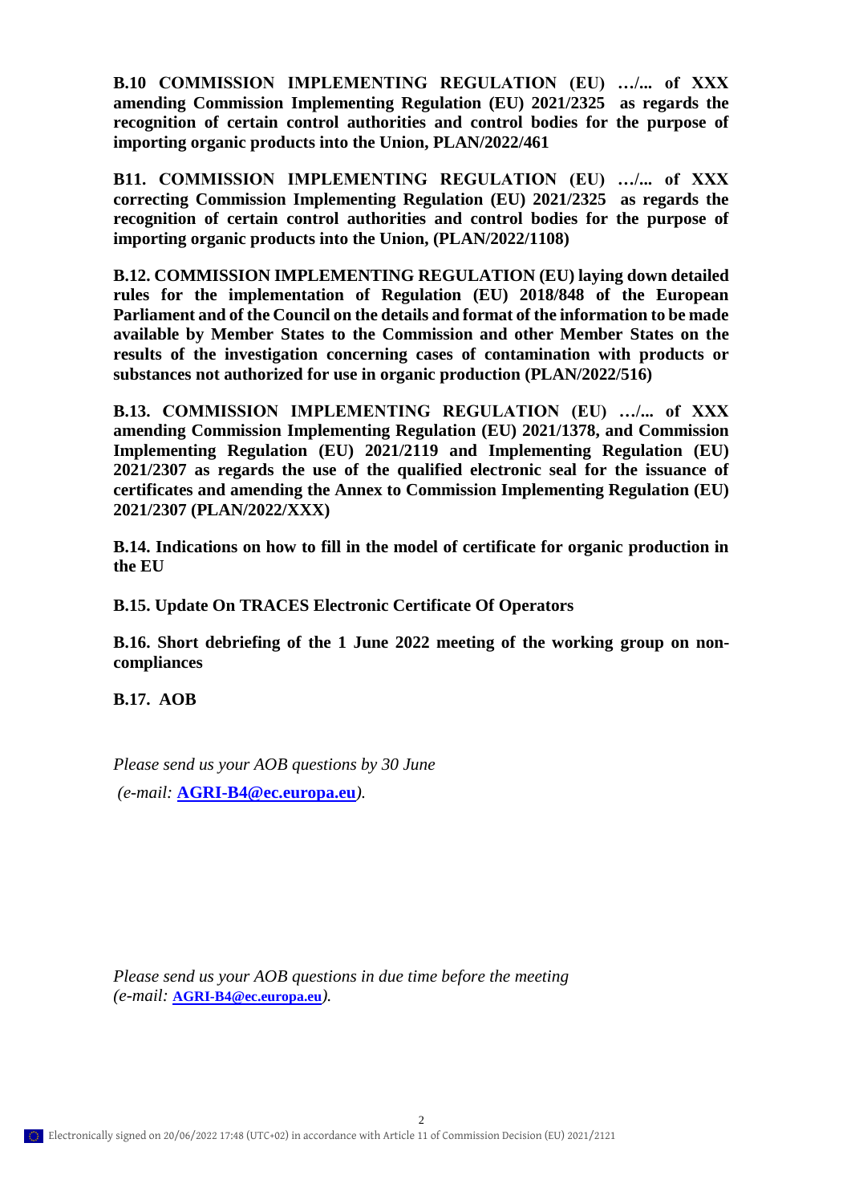**B.10 COMMISSION IMPLEMENTING REGULATION (EU) …/... of XXX amending Commission Implementing Regulation (EU) 2021/2325 as regards the recognition of certain control authorities and control bodies for the purpose of importing organic products into the Union, PLAN/2022/461**

**B11. COMMISSION IMPLEMENTING REGULATION (EU) …/... of XXX correcting Commission Implementing Regulation (EU) 2021/2325 as regards the recognition of certain control authorities and control bodies for the purpose of importing organic products into the Union, (PLAN/2022/1108)**

**B.12. COMMISSION IMPLEMENTING REGULATION (EU) laying down detailed rules for the implementation of Regulation (EU) 2018/848 of the European Parliament and of the Council on the details and format of the information to be made available by Member States to the Commission and other Member States on the results of the investigation concerning cases of contamination with products or substances not authorized for use in organic production (PLAN/2022/516)**

**B.13. COMMISSION IMPLEMENTING REGULATION (EU) …/... of XXX amending Commission Implementing Regulation (EU) 2021/1378, and Commission Implementing Regulation (EU) 2021/2119 and Implementing Regulation (EU) 2021/2307 as regards the use of the qualified electronic seal for the issuance of certificates and amending the Annex to Commission Implementing Regulation (EU) 2021/2307 (PLAN/2022/XXX)**

**B.14. Indications on how to fill in the model of certificate for organic production in the EU**

**B.15. Update On TRACES Electronic Certificate Of Operators**

**B.16. Short debriefing of the 1 June 2022 meeting of the working group on non-compliances**

**B.17. AOB**

*Please send us your AOB questions by 30 June*

*(e-mail:* **AGRI-B4@ec.europa.eu***).*

*Please send us your AOB questions in due time before the meeting*
*(e-mail:* **AGRI-B4@ec.europa.eu***).*

Electronically signed on 20/06/2022 17:48 (UTC+02) in accordance with Article 11 of Commission Decision (EU) 2021/2121